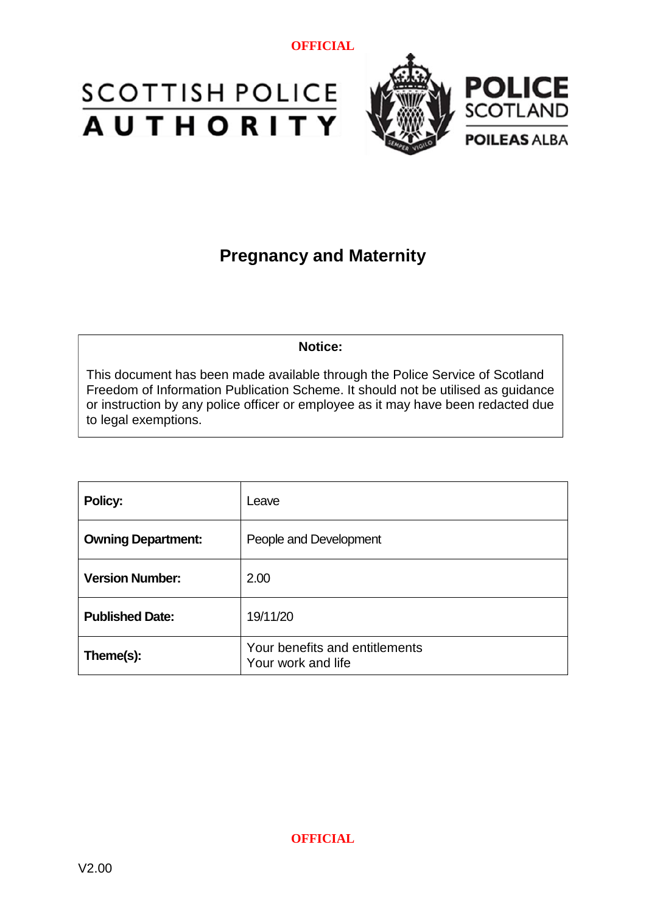OFFICIAL

SCOTTISH POLICE AUTHORITY

POLICE SCOTLAND
POILEAS ALBA

# Pregnancy and Maternity

**Notice:**

This document has been made available through the Police Service of Scotland Freedom of Information Publication Scheme. It should not be utilised as guidance or instruction by any police officer or employee as it may have been redacted due to legal exemptions.

| | |
|---|---|
| **Policy:** | Leave |
| **Owning Department:** | People and Development |
| **Version Number:** | 2.00 |
| **Published Date:** | 19/11/20 |
| **Theme(s):** | Your benefits and entitlements<br>Your work and life |

OFFICIAL

V2.00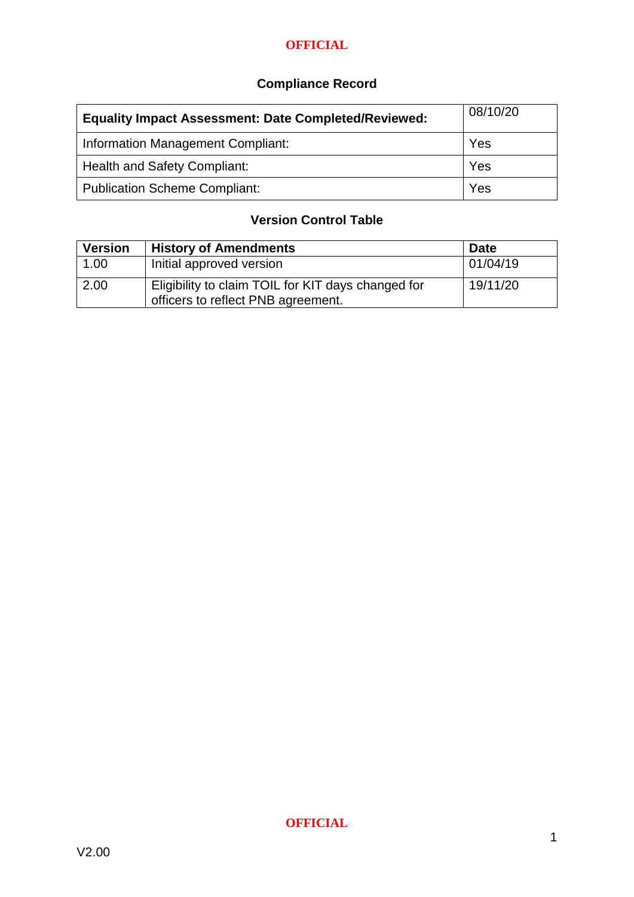## Compliance Record

| **Equality Impact Assessment: Date Completed/Reviewed:** | 08/10/20 |
|---|---|
| Information Management Compliant: | Yes |
| Health and Safety Compliant: | Yes |
| Publication Scheme Compliant: | Yes |

## Version Control Table

| Version | History of Amendments | Date |
|---|---|---|
| 1.00 | Initial approved version | 01/04/19 |
| 2.00 | Eligibility to claim TOIL for KIT days changed for officers to reflect PNB agreement. | 19/11/20 |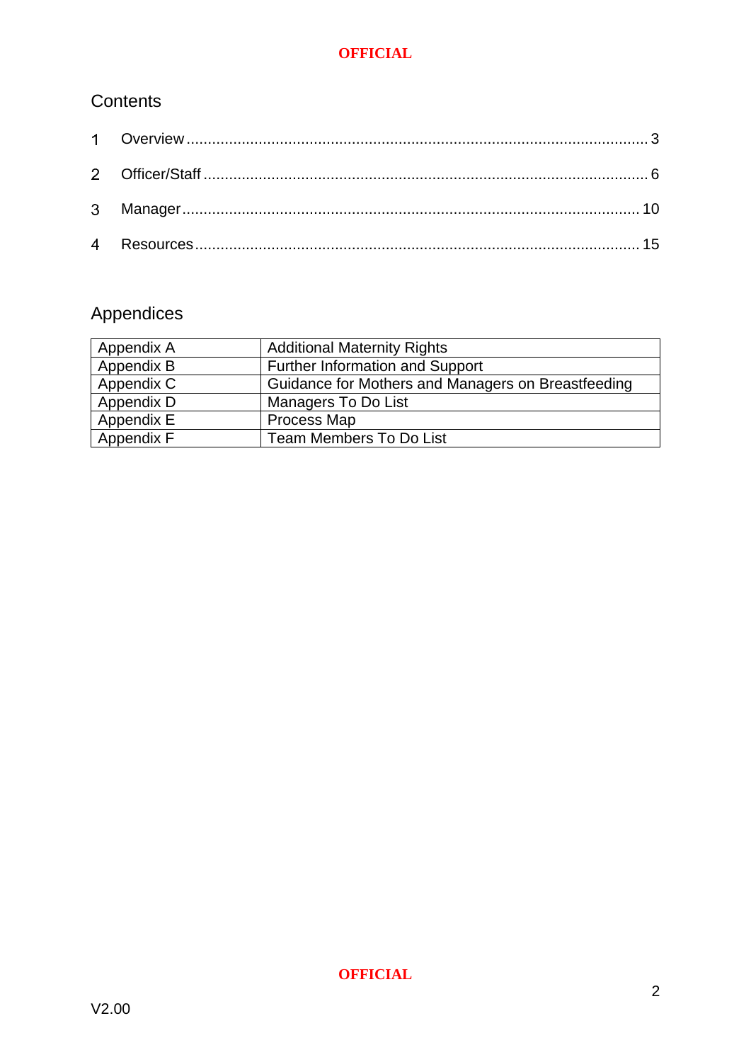## Contents

1 Overview ........................................................................................................... 3

2 Officer/Staff ....................................................................................................... 6

3 Manager .......................................................................................................... 10

4 Resources ....................................................................................................... 15

## Appendices

| Appendix A | Additional Maternity Rights |
|---|---|
| Appendix B | Further Information and Support |
| Appendix C | Guidance for Mothers and Managers on Breastfeeding |
| Appendix D | Managers To Do List |
| Appendix E | Process Map |
| Appendix F | Team Members To Do List |

V2.00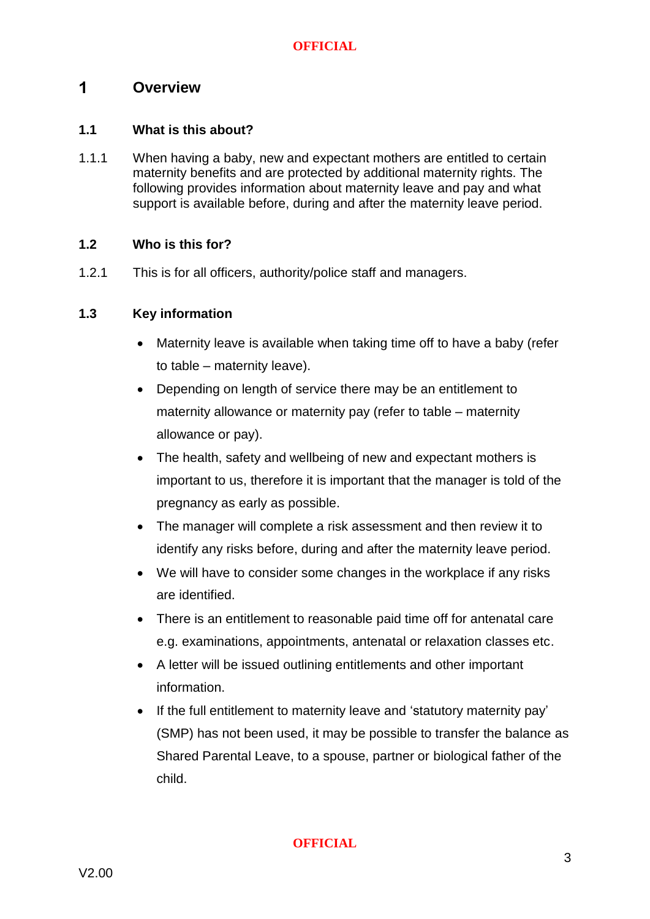# 1 Overview

## 1.1 What is this about?

1.1.1 When having a baby, new and expectant mothers are entitled to certain maternity benefits and are protected by additional maternity rights. The following provides information about maternity leave and pay and what support is available before, during and after the maternity leave period.

## 1.2 Who is this for?

1.2.1 This is for all officers, authority/police staff and managers.

## 1.3 Key information

- Maternity leave is available when taking time off to have a baby (refer to table – maternity leave).
- Depending on length of service there may be an entitlement to maternity allowance or maternity pay (refer to table – maternity allowance or pay).
- The health, safety and wellbeing of new and expectant mothers is important to us, therefore it is important that the manager is told of the pregnancy as early as possible.
- The manager will complete a risk assessment and then review it to identify any risks before, during and after the maternity leave period.
- We will have to consider some changes in the workplace if any risks are identified.
- There is an entitlement to reasonable paid time off for antenatal care e.g. examinations, appointments, antenatal or relaxation classes etc.
- A letter will be issued outlining entitlements and other important information.
- If the full entitlement to maternity leave and 'statutory maternity pay' (SMP) has not been used, it may be possible to transfer the balance as Shared Parental Leave, to a spouse, partner or biological father of the child.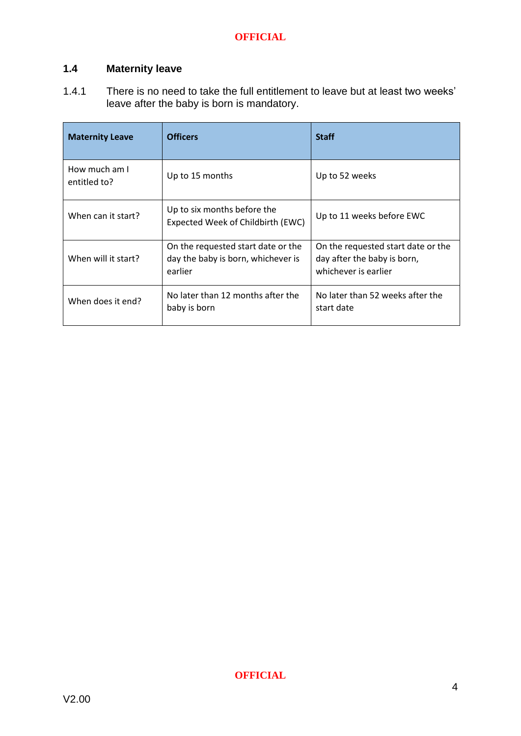## 1.4 Maternity leave

1.4.1 There is no need to take the full entitlement to leave but at least two weeks' leave after the baby is born is mandatory.

| Maternity Leave | Officers | Staff |
|---|---|---|
| How much am I entitled to? | Up to 15 months | Up to 52 weeks |
| When can it start? | Up to six months before the Expected Week of Childbirth (EWC) | Up to 11 weeks before EWC |
| When will it start? | On the requested start date or the day the baby is born, whichever is earlier | On the requested start date or the day after the baby is born, whichever is earlier |
| When does it end? | No later than 12 months after the baby is born | No later than 52 weeks after the start date |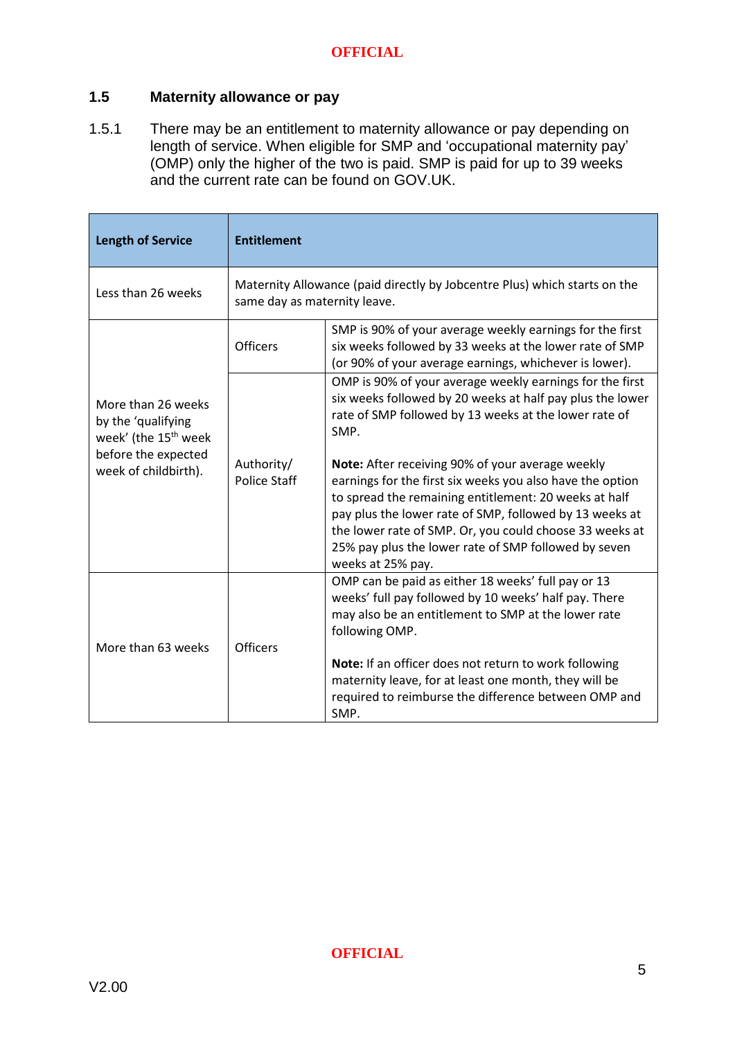## 1.5 Maternity allowance or pay

1.5.1 There may be an entitlement to maternity allowance or pay depending on length of service. When eligible for SMP and 'occupational maternity pay' (OMP) only the higher of the two is paid. SMP is paid for up to 39 weeks and the current rate can be found on GOV.UK.

| **Length of Service** | **Entitlement** | |
|---|---|---|
| Less than 26 weeks | Maternity Allowance (paid directly by Jobcentre Plus) which starts on the same day as maternity leave. | |
| More than 26 weeks by the 'qualifying week' (the 15th week before the expected week of childbirth). | Officers | SMP is 90% of your average weekly earnings for the first six weeks followed by 33 weeks at the lower rate of SMP (or 90% of your average earnings, whichever is lower). |
| | Authority/ Police Staff | OMP is 90% of your average weekly earnings for the first six weeks followed by 20 weeks at half pay plus the lower rate of SMP followed by 13 weeks at the lower rate of SMP.<br><br>**Note:** After receiving 90% of your average weekly earnings for the first six weeks you also have the option to spread the remaining entitlement: 20 weeks at half pay plus the lower rate of SMP, followed by 13 weeks at the lower rate of SMP. Or, you could choose 33 weeks at 25% pay plus the lower rate of SMP followed by seven weeks at 25% pay. |
| More than 63 weeks | Officers | OMP can be paid as either 18 weeks' full pay or 13 weeks' full pay followed by 10 weeks' half pay. There may also be an entitlement to SMP at the lower rate following OMP.<br><br>**Note:** If an officer does not return to work following maternity leave, for at least one month, they will be required to reimburse the difference between OMP and SMP. |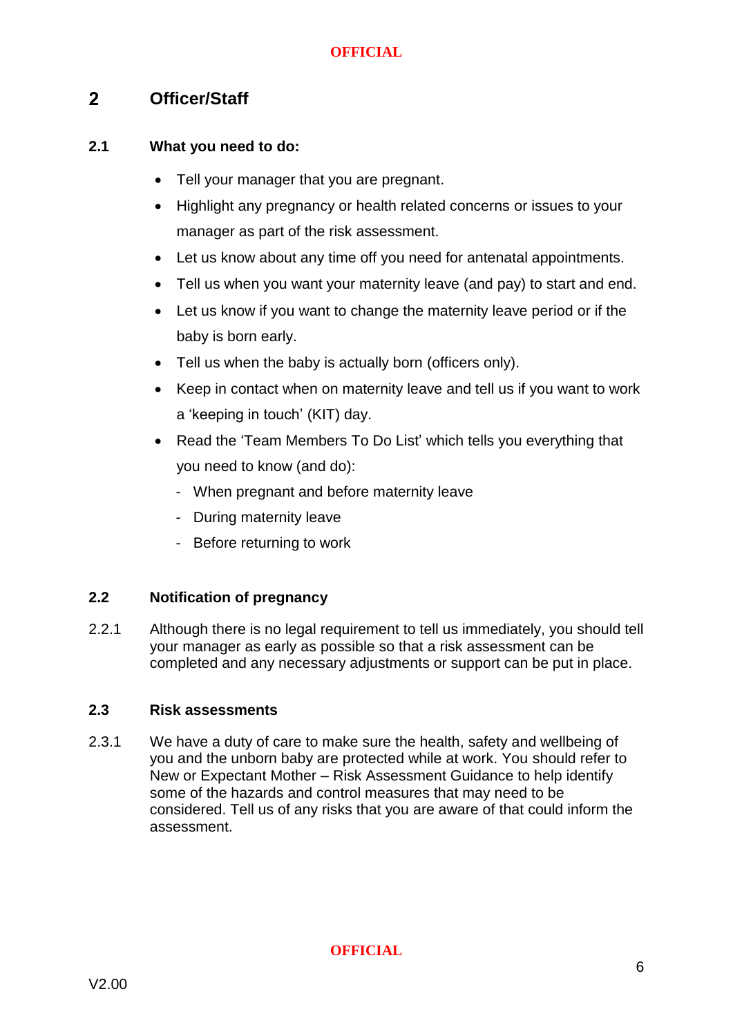## 2 Officer/Staff

### 2.1 What you need to do:

- Tell your manager that you are pregnant.
- Highlight any pregnancy or health related concerns or issues to your manager as part of the risk assessment.
- Let us know about any time off you need for antenatal appointments.
- Tell us when you want your maternity leave (and pay) to start and end.
- Let us know if you want to change the maternity leave period or if the baby is born early.
- Tell us when the baby is actually born (officers only).
- Keep in contact when on maternity leave and tell us if you want to work a 'keeping in touch' (KIT) day.
- Read the 'Team Members To Do List' which tells you everything that you need to know (and do):
  - When pregnant and before maternity leave
  - During maternity leave
  - Before returning to work

### 2.2 Notification of pregnancy

2.2.1 Although there is no legal requirement to tell us immediately, you should tell your manager as early as possible so that a risk assessment can be completed and any necessary adjustments or support can be put in place.

### 2.3 Risk assessments

2.3.1 We have a duty of care to make sure the health, safety and wellbeing of you and the unborn baby are protected while at work. You should refer to New or Expectant Mother – Risk Assessment Guidance to help identify some of the hazards and control measures that may need to be considered. Tell us of any risks that you are aware of that could inform the assessment.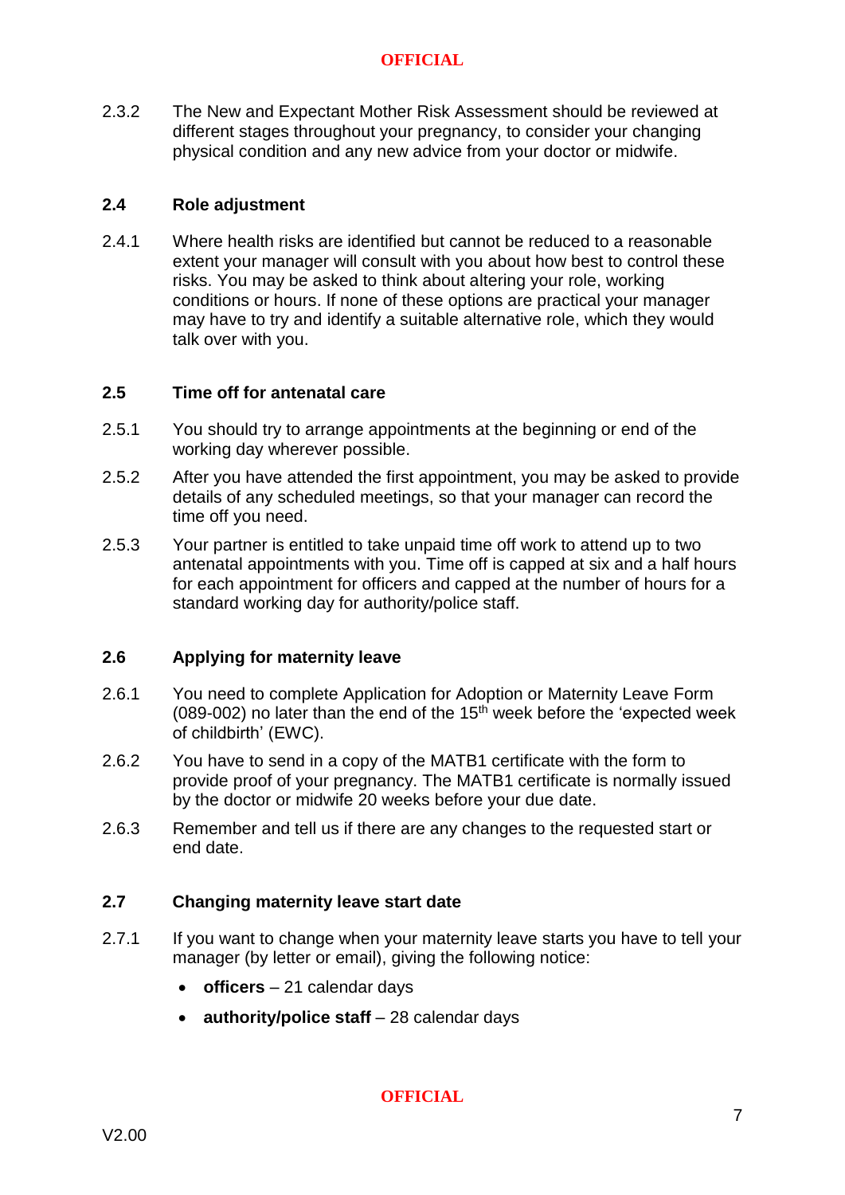2.3.2 The New and Expectant Mother Risk Assessment should be reviewed at different stages throughout your pregnancy, to consider your changing physical condition and any new advice from your doctor or midwife.

### 2.4 Role adjustment

2.4.1 Where health risks are identified but cannot be reduced to a reasonable extent your manager will consult with you about how best to control these risks. You may be asked to think about altering your role, working conditions or hours. If none of these options are practical your manager may have to try and identify a suitable alternative role, which they would talk over with you.

### 2.5 Time off for antenatal care

2.5.1 You should try to arrange appointments at the beginning or end of the working day wherever possible.

2.5.2 After you have attended the first appointment, you may be asked to provide details of any scheduled meetings, so that your manager can record the time off you need.

2.5.3 Your partner is entitled to take unpaid time off work to attend up to two antenatal appointments with you. Time off is capped at six and a half hours for each appointment for officers and capped at the number of hours for a standard working day for authority/police staff.

### 2.6 Applying for maternity leave

2.6.1 You need to complete Application for Adoption or Maternity Leave Form (089-002) no later than the end of the 15th week before the 'expected week of childbirth' (EWC).

2.6.2 You have to send in a copy of the MATB1 certificate with the form to provide proof of your pregnancy. The MATB1 certificate is normally issued by the doctor or midwife 20 weeks before your due date.

2.6.3 Remember and tell us if there are any changes to the requested start or end date.

### 2.7 Changing maternity leave start date

2.7.1 If you want to change when your maternity leave starts you have to tell your manager (by letter or email), giving the following notice:

- **officers** – 21 calendar days
- **authority/police staff** – 28 calendar days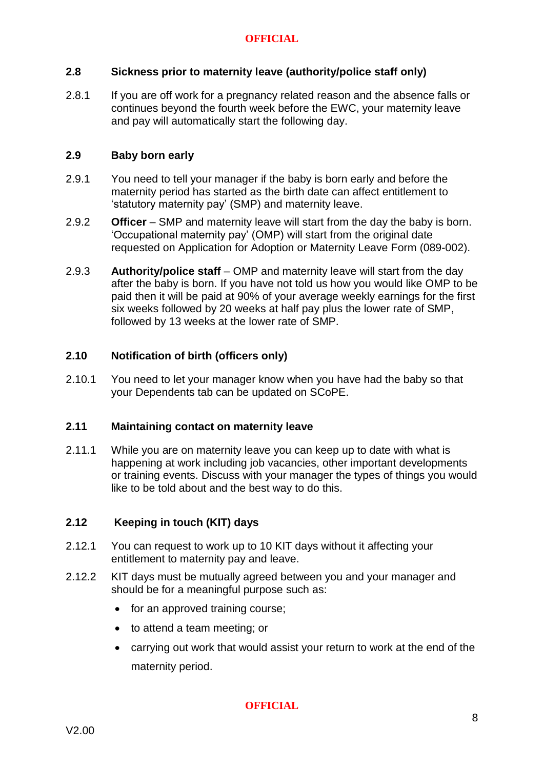### 2.8 Sickness prior to maternity leave (authority/police staff only)

2.8.1 If you are off work for a pregnancy related reason and the absence falls or continues beyond the fourth week before the EWC, your maternity leave and pay will automatically start the following day.

### 2.9 Baby born early

2.9.1 You need to tell your manager if the baby is born early and before the maternity period has started as the birth date can affect entitlement to 'statutory maternity pay' (SMP) and maternity leave.

2.9.2 **Officer** – SMP and maternity leave will start from the day the baby is born. 'Occupational maternity pay' (OMP) will start from the original date requested on Application for Adoption or Maternity Leave Form (089-002).

2.9.3 **Authority/police staff** – OMP and maternity leave will start from the day after the baby is born. If you have not told us how you would like OMP to be paid then it will be paid at 90% of your average weekly earnings for the first six weeks followed by 20 weeks at half pay plus the lower rate of SMP, followed by 13 weeks at the lower rate of SMP.

### 2.10 Notification of birth (officers only)

2.10.1 You need to let your manager know when you have had the baby so that your Dependents tab can be updated on SCoPE.

### 2.11 Maintaining contact on maternity leave

2.11.1 While you are on maternity leave you can keep up to date with what is happening at work including job vacancies, other important developments or training events. Discuss with your manager the types of things you would like to be told about and the best way to do this.

### 2.12 Keeping in touch (KIT) days

2.12.1 You can request to work up to 10 KIT days without it affecting your entitlement to maternity pay and leave.

2.12.2 KIT days must be mutually agreed between you and your manager and should be for a meaningful purpose such as:

- for an approved training course;
- to attend a team meeting; or
- carrying out work that would assist your return to work at the end of the maternity period.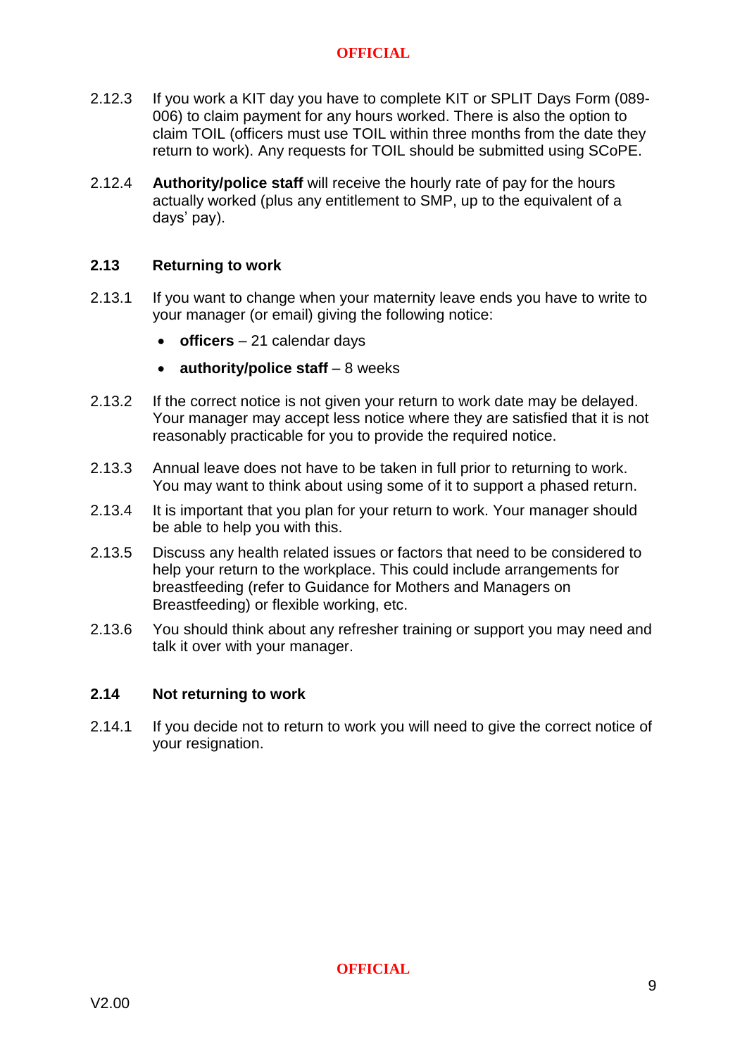2.12.3 If you work a KIT day you have to complete KIT or SPLIT Days Form (089-006) to claim payment for any hours worked. There is also the option to claim TOIL (officers must use TOIL within three months from the date they return to work). Any requests for TOIL should be submitted using SCoPE.

2.12.4 **Authority/police staff** will receive the hourly rate of pay for the hours actually worked (plus any entitlement to SMP, up to the equivalent of a days' pay).

### 2.13 Returning to work

2.13.1 If you want to change when your maternity leave ends you have to write to your manager (or email) giving the following notice:

- **officers** – 21 calendar days
- **authority/police staff** – 8 weeks

2.13.2 If the correct notice is not given your return to work date may be delayed. Your manager may accept less notice where they are satisfied that it is not reasonably practicable for you to provide the required notice.

2.13.3 Annual leave does not have to be taken in full prior to returning to work. You may want to think about using some of it to support a phased return.

2.13.4 It is important that you plan for your return to work. Your manager should be able to help you with this.

2.13.5 Discuss any health related issues or factors that need to be considered to help your return to the workplace. This could include arrangements for breastfeeding (refer to Guidance for Mothers and Managers on Breastfeeding) or flexible working, etc.

2.13.6 You should think about any refresher training or support you may need and talk it over with your manager.

### 2.14 Not returning to work

2.14.1 If you decide not to return to work you will need to give the correct notice of your resignation.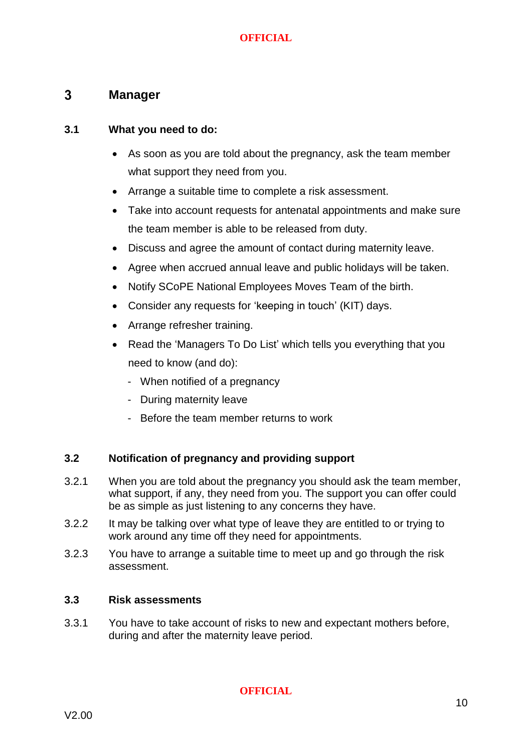# 3 Manager

## 3.1 What you need to do:

- As soon as you are told about the pregnancy, ask the team member what support they need from you.
- Arrange a suitable time to complete a risk assessment.
- Take into account requests for antenatal appointments and make sure the team member is able to be released from duty.
- Discuss and agree the amount of contact during maternity leave.
- Agree when accrued annual leave and public holidays will be taken.
- Notify SCoPE National Employees Moves Team of the birth.
- Consider any requests for 'keeping in touch' (KIT) days.
- Arrange refresher training.
- Read the 'Managers To Do List' which tells you everything that you need to know (and do):
  - When notified of a pregnancy
  - During maternity leave
  - Before the team member returns to work

## 3.2 Notification of pregnancy and providing support

3.2.1 When you are told about the pregnancy you should ask the team member, what support, if any, they need from you. The support you can offer could be as simple as just listening to any concerns they have.

3.2.2 It may be talking over what type of leave they are entitled to or trying to work around any time off they need for appointments.

3.2.3 You have to arrange a suitable time to meet up and go through the risk assessment.

## 3.3 Risk assessments

3.3.1 You have to take account of risks to new and expectant mothers before, during and after the maternity leave period.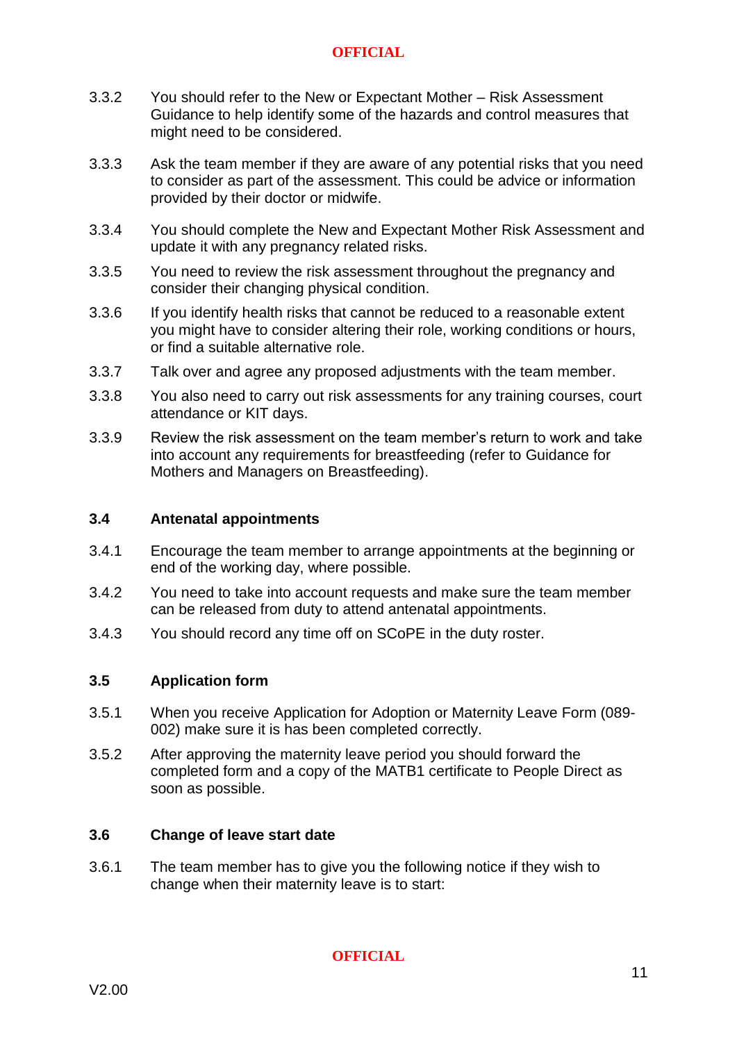3.3.2 You should refer to the New or Expectant Mother – Risk Assessment Guidance to help identify some of the hazards and control measures that might need to be considered.

3.3.3 Ask the team member if they are aware of any potential risks that you need to consider as part of the assessment. This could be advice or information provided by their doctor or midwife.

3.3.4 You should complete the New and Expectant Mother Risk Assessment and update it with any pregnancy related risks.

3.3.5 You need to review the risk assessment throughout the pregnancy and consider their changing physical condition.

3.3.6 If you identify health risks that cannot be reduced to a reasonable extent you might have to consider altering their role, working conditions or hours, or find a suitable alternative role.

3.3.7 Talk over and agree any proposed adjustments with the team member.

3.3.8 You also need to carry out risk assessments for any training courses, court attendance or KIT days.

3.3.9 Review the risk assessment on the team member's return to work and take into account any requirements for breastfeeding (refer to Guidance for Mothers and Managers on Breastfeeding).

### 3.4 Antenatal appointments

3.4.1 Encourage the team member to arrange appointments at the beginning or end of the working day, where possible.

3.4.2 You need to take into account requests and make sure the team member can be released from duty to attend antenatal appointments.

3.4.3 You should record any time off on SCoPE in the duty roster.

### 3.5 Application form

3.5.1 When you receive Application for Adoption or Maternity Leave Form (089-002) make sure it is has been completed correctly.

3.5.2 After approving the maternity leave period you should forward the completed form and a copy of the MATB1 certificate to People Direct as soon as possible.

### 3.6 Change of leave start date

3.6.1 The team member has to give you the following notice if they wish to change when their maternity leave is to start: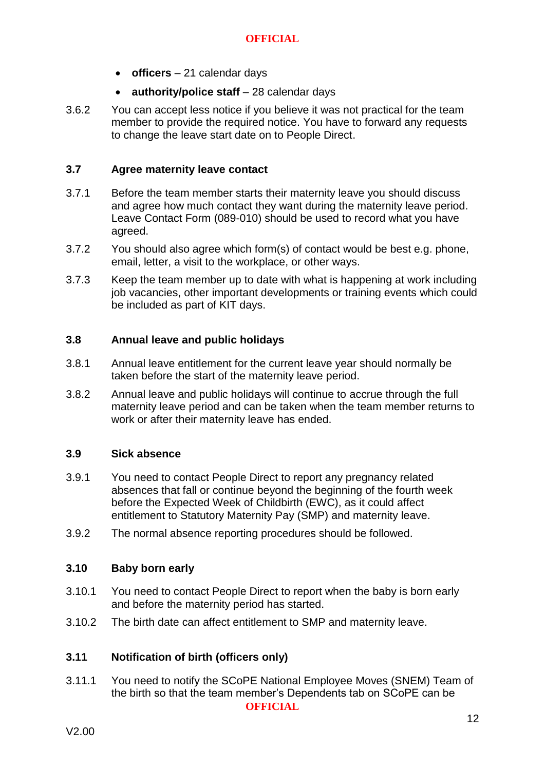- **officers** – 21 calendar days
- **authority/police staff** – 28 calendar days

3.6.2 You can accept less notice if you believe it was not practical for the team member to provide the required notice. You have to forward any requests to change the leave start date on to People Direct.

### 3.7 Agree maternity leave contact

3.7.1 Before the team member starts their maternity leave you should discuss and agree how much contact they want during the maternity leave period. Leave Contact Form (089-010) should be used to record what you have agreed.

3.7.2 You should also agree which form(s) of contact would be best e.g. phone, email, letter, a visit to the workplace, or other ways.

3.7.3 Keep the team member up to date with what is happening at work including job vacancies, other important developments or training events which could be included as part of KIT days.

### 3.8 Annual leave and public holidays

3.8.1 Annual leave entitlement for the current leave year should normally be taken before the start of the maternity leave period.

3.8.2 Annual leave and public holidays will continue to accrue through the full maternity leave period and can be taken when the team member returns to work or after their maternity leave has ended.

### 3.9 Sick absence

3.9.1 You need to contact People Direct to report any pregnancy related absences that fall or continue beyond the beginning of the fourth week before the Expected Week of Childbirth (EWC), as it could affect entitlement to Statutory Maternity Pay (SMP) and maternity leave.

3.9.2 The normal absence reporting procedures should be followed.

### 3.10 Baby born early

3.10.1 You need to contact People Direct to report when the baby is born early and before the maternity period has started.

3.10.2 The birth date can affect entitlement to SMP and maternity leave.

### 3.11 Notification of birth (officers only)

3.11.1 You need to notify the SCoPE National Employee Moves (SNEM) Team of the birth so that the team member's Dependents tab on SCoPE can be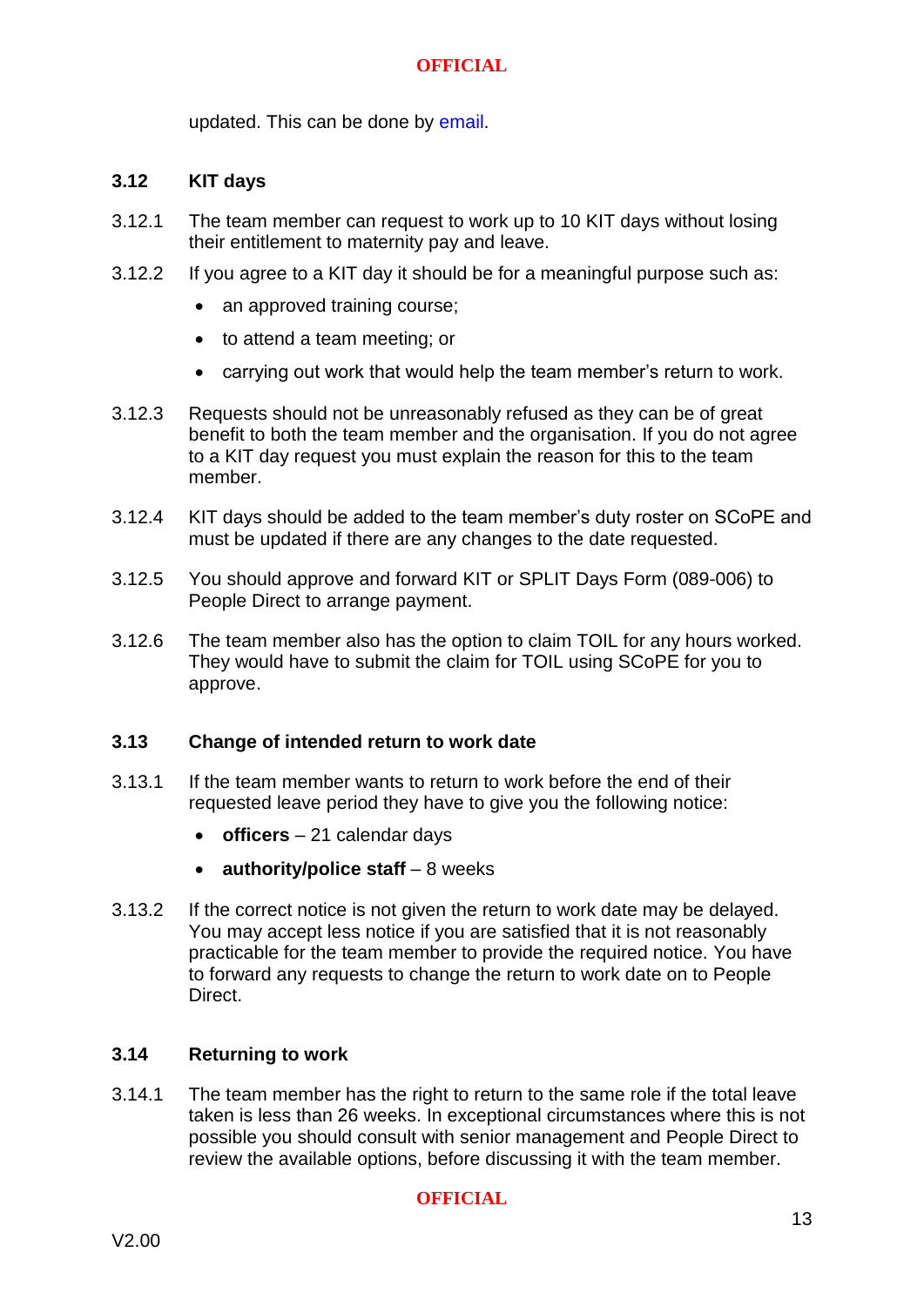updated. This can be done by email.

### 3.12 KIT days

3.12.1 The team member can request to work up to 10 KIT days without losing their entitlement to maternity pay and leave.

3.12.2 If you agree to a KIT day it should be for a meaningful purpose such as:

- an approved training course;
- to attend a team meeting; or
- carrying out work that would help the team member's return to work.

3.12.3 Requests should not be unreasonably refused as they can be of great benefit to both the team member and the organisation. If you do not agree to a KIT day request you must explain the reason for this to the team member.

3.12.4 KIT days should be added to the team member's duty roster on SCoPE and must be updated if there are any changes to the date requested.

3.12.5 You should approve and forward KIT or SPLIT Days Form (089-006) to People Direct to arrange payment.

3.12.6 The team member also has the option to claim TOIL for any hours worked. They would have to submit the claim for TOIL using SCoPE for you to approve.

### 3.13 Change of intended return to work date

3.13.1 If the team member wants to return to work before the end of their requested leave period they have to give you the following notice:

- **officers** – 21 calendar days
- **authority/police staff** – 8 weeks

3.13.2 If the correct notice is not given the return to work date may be delayed. You may accept less notice if you are satisfied that it is not reasonably practicable for the team member to provide the required notice. You have to forward any requests to change the return to work date on to People Direct.

### 3.14 Returning to work

3.14.1 The team member has the right to return to the same role if the total leave taken is less than 26 weeks. In exceptional circumstances where this is not possible you should consult with senior management and People Direct to review the available options, before discussing it with the team member.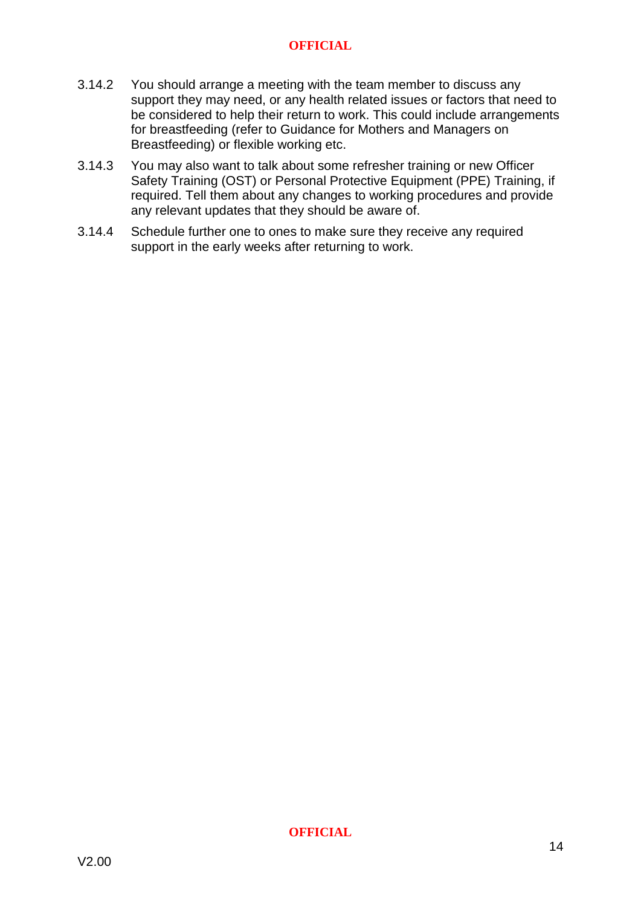3.14.2 You should arrange a meeting with the team member to discuss any support they may need, or any health related issues or factors that need to be considered to help their return to work. This could include arrangements for breastfeeding (refer to Guidance for Mothers and Managers on Breastfeeding) or flexible working etc.

3.14.3 You may also want to talk about some refresher training or new Officer Safety Training (OST) or Personal Protective Equipment (PPE) Training, if required. Tell them about any changes to working procedures and provide any relevant updates that they should be aware of.

3.14.4 Schedule further one to ones to make sure they receive any required support in the early weeks after returning to work.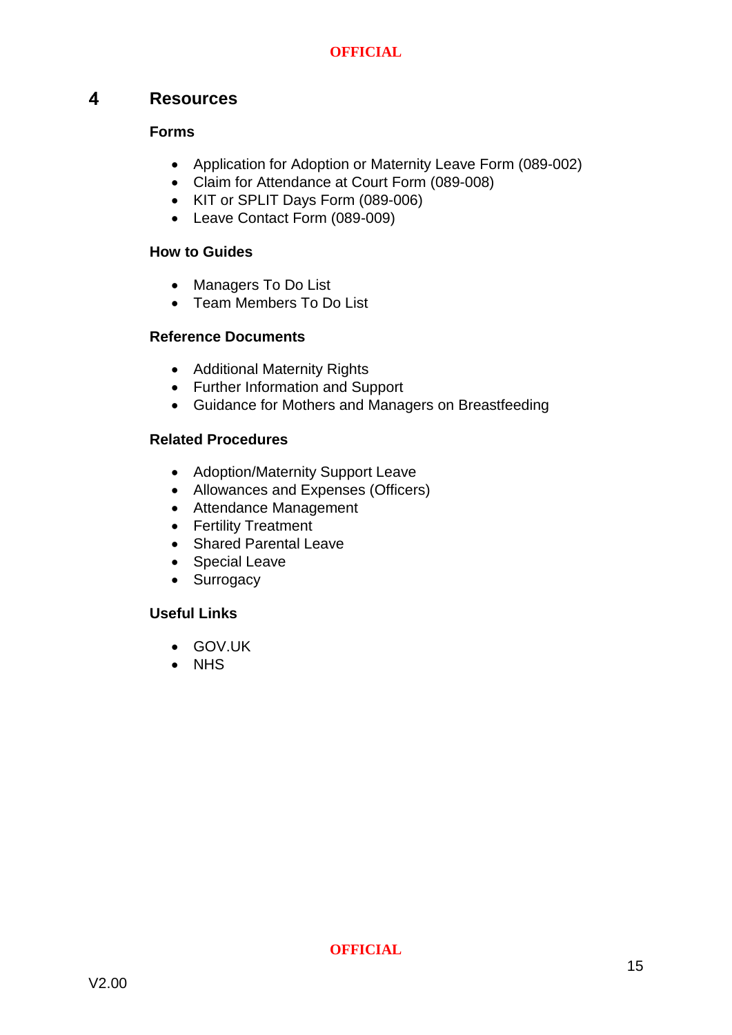# 4 Resources

### Forms

- Application for Adoption or Maternity Leave Form (089-002)
- Claim for Attendance at Court Form (089-008)
- KIT or SPLIT Days Form (089-006)
- Leave Contact Form (089-009)

### How to Guides

- Managers To Do List
- Team Members To Do List

### Reference Documents

- Additional Maternity Rights
- Further Information and Support
- Guidance for Mothers and Managers on Breastfeeding

### Related Procedures

- Adoption/Maternity Support Leave
- Allowances and Expenses (Officers)
- Attendance Management
- Fertility Treatment
- Shared Parental Leave
- Special Leave
- Surrogacy

### Useful Links

- GOV.UK
- NHS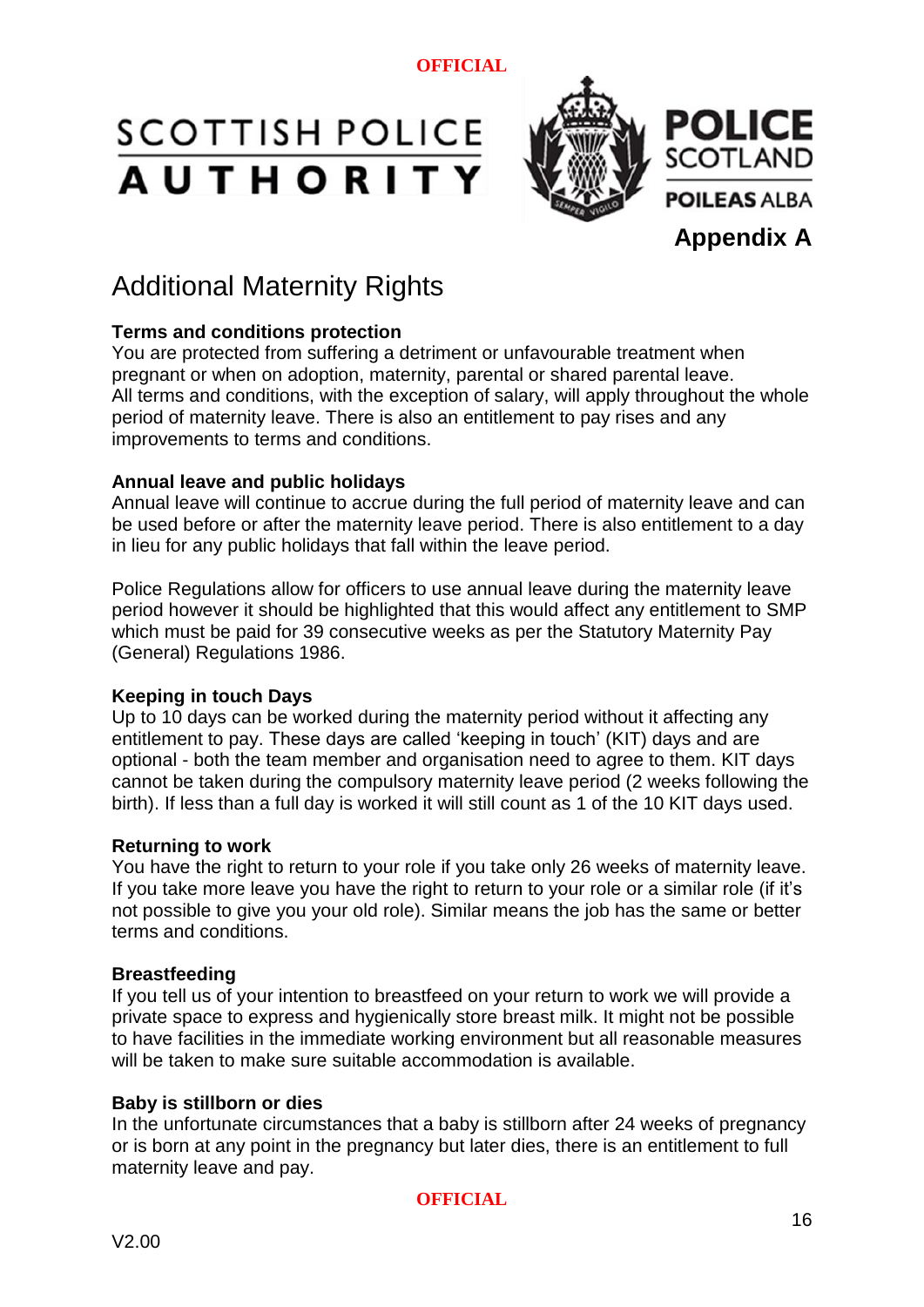**Appendix A**

# Additional Maternity Rights

### Terms and conditions protection

You are protected from suffering a detriment or unfavourable treatment when pregnant or when on adoption, maternity, parental or shared parental leave. All terms and conditions, with the exception of salary, will apply throughout the whole period of maternity leave. There is also an entitlement to pay rises and any improvements to terms and conditions.

### Annual leave and public holidays

Annual leave will continue to accrue during the full period of maternity leave and can be used before or after the maternity leave period. There is also entitlement to a day in lieu for any public holidays that fall within the leave period.

Police Regulations allow for officers to use annual leave during the maternity leave period however it should be highlighted that this would affect any entitlement to SMP which must be paid for 39 consecutive weeks as per the Statutory Maternity Pay (General) Regulations 1986.

### Keeping in touch Days

Up to 10 days can be worked during the maternity period without it affecting any entitlement to pay. These days are called 'keeping in touch' (KIT) days and are optional - both the team member and organisation need to agree to them. KIT days cannot be taken during the compulsory maternity leave period (2 weeks following the birth). If less than a full day is worked it will still count as 1 of the 10 KIT days used.

### Returning to work

You have the right to return to your role if you take only 26 weeks of maternity leave. If you take more leave you have the right to return to your role or a similar role (if it's not possible to give you your old role). Similar means the job has the same or better terms and conditions.

### Breastfeeding

If you tell us of your intention to breastfeed on your return to work we will provide a private space to express and hygienically store breast milk. It might not be possible to have facilities in the immediate working environment but all reasonable measures will be taken to make sure suitable accommodation is available.

### Baby is stillborn or dies

In the unfortunate circumstances that a baby is stillborn after 24 weeks of pregnancy or is born at any point in the pregnancy but later dies, there is an entitlement to full maternity leave and pay.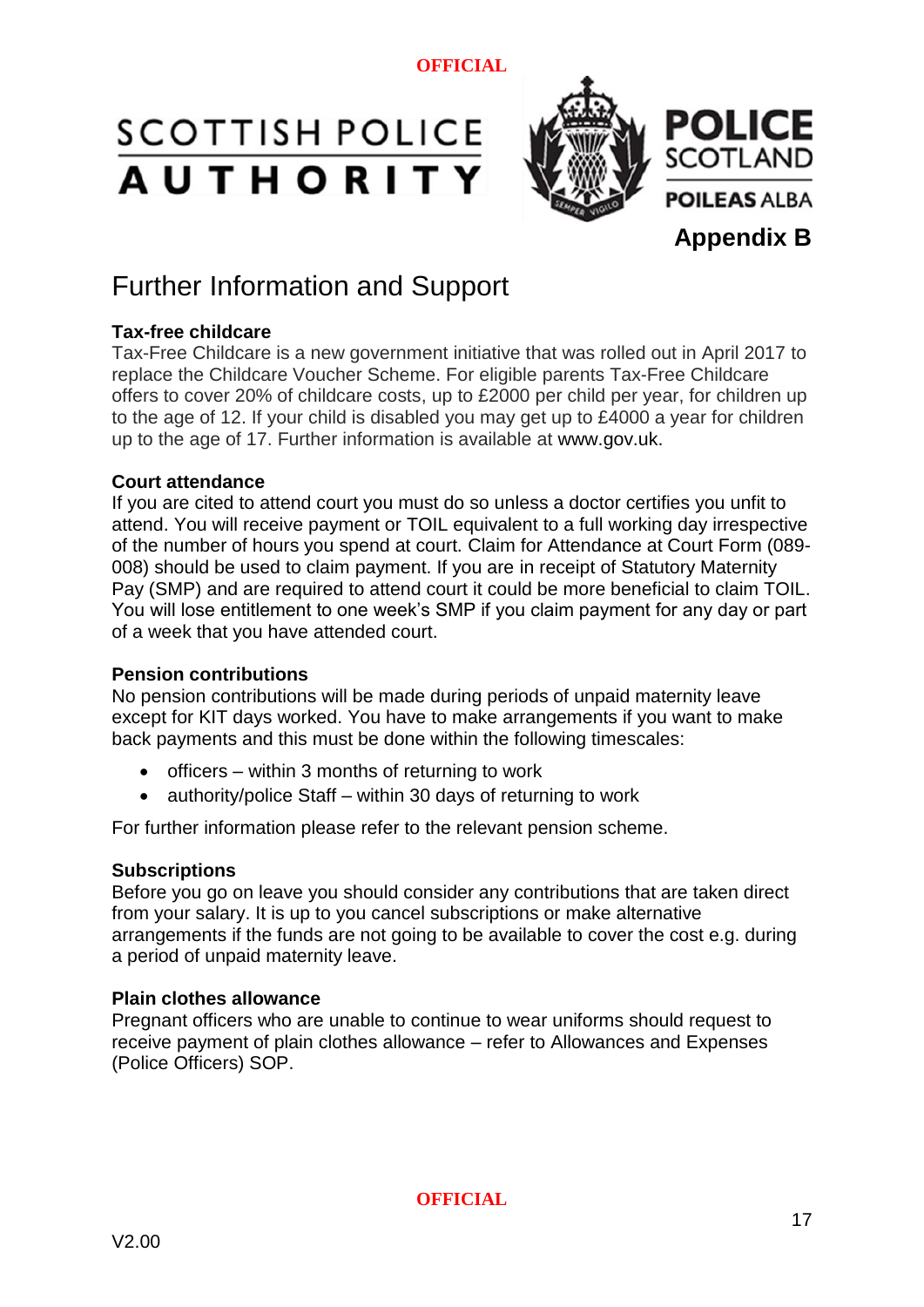**Appendix B**

# Further Information and Support

**Tax-free childcare**

Tax-Free Childcare is a new government initiative that was rolled out in April 2017 to replace the Childcare Voucher Scheme. For eligible parents Tax-Free Childcare offers to cover 20% of childcare costs, up to £2000 per child per year, for children up to the age of 12. If your child is disabled you may get up to £4000 a year for children up to the age of 17. Further information is available at www.gov.uk.

**Court attendance**

If you are cited to attend court you must do so unless a doctor certifies you unfit to attend. You will receive payment or TOIL equivalent to a full working day irrespective of the number of hours you spend at court. Claim for Attendance at Court Form (089-008) should be used to claim payment. If you are in receipt of Statutory Maternity Pay (SMP) and are required to attend court it could be more beneficial to claim TOIL. You will lose entitlement to one week's SMP if you claim payment for any day or part of a week that you have attended court.

**Pension contributions**

No pension contributions will be made during periods of unpaid maternity leave except for KIT days worked. You have to make arrangements if you want to make back payments and this must be done within the following timescales:

- officers – within 3 months of returning to work
- authority/police Staff – within 30 days of returning to work

For further information please refer to the relevant pension scheme.

**Subscriptions**

Before you go on leave you should consider any contributions that are taken direct from your salary. It is up to you cancel subscriptions or make alternative arrangements if the funds are not going to be available to cover the cost e.g. during a period of unpaid maternity leave.

**Plain clothes allowance**

Pregnant officers who are unable to continue to wear uniforms should request to receive payment of plain clothes allowance – refer to Allowances and Expenses (Police Officers) SOP.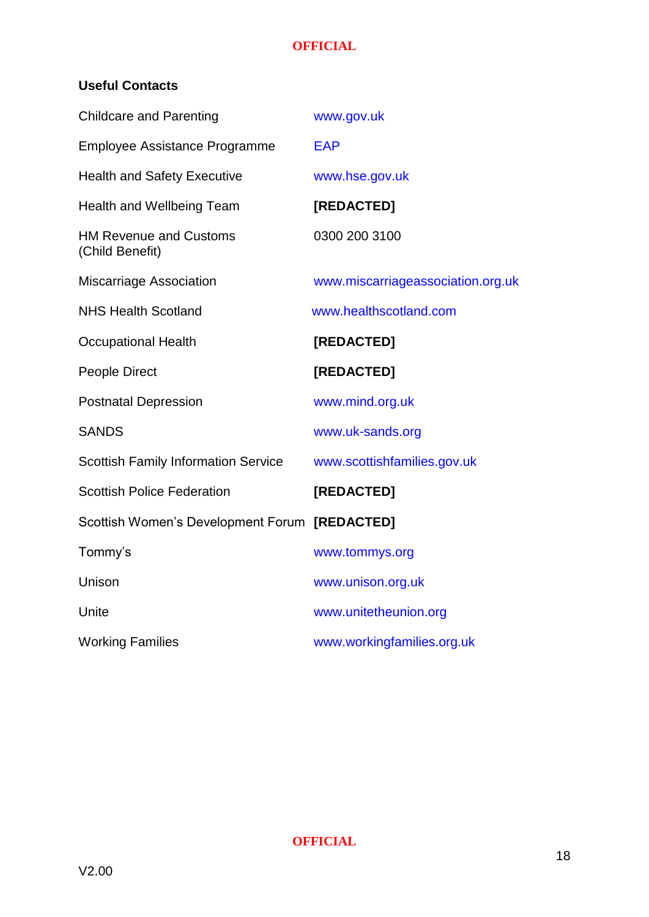**Useful Contacts**

| | |
|---|---|
| Childcare and Parenting | www.gov.uk |
| Employee Assistance Programme | EAP |
| Health and Safety Executive | www.hse.gov.uk |
| Health and Wellbeing Team | **[REDACTED]** |
| HM Revenue and Customs (Child Benefit) | 0300 200 3100 |
| Miscarriage Association | www.miscarriageassociation.org.uk |
| NHS Health Scotland | www.healthscotland.com |
| Occupational Health | **[REDACTED]** |
| People Direct | **[REDACTED]** |
| Postnatal Depression | www.mind.org.uk |
| SANDS | www.uk-sands.org |
| Scottish Family Information Service | www.scottishfamilies.gov.uk |
| Scottish Police Federation | **[REDACTED]** |
| Scottish Women's Development Forum | **[REDACTED]** |
| Tommy's | www.tommys.org |
| Unison | www.unison.org.uk |
| Unite | www.unitetheunion.org |
| Working Families | www.workingfamilies.org.uk |

V2.00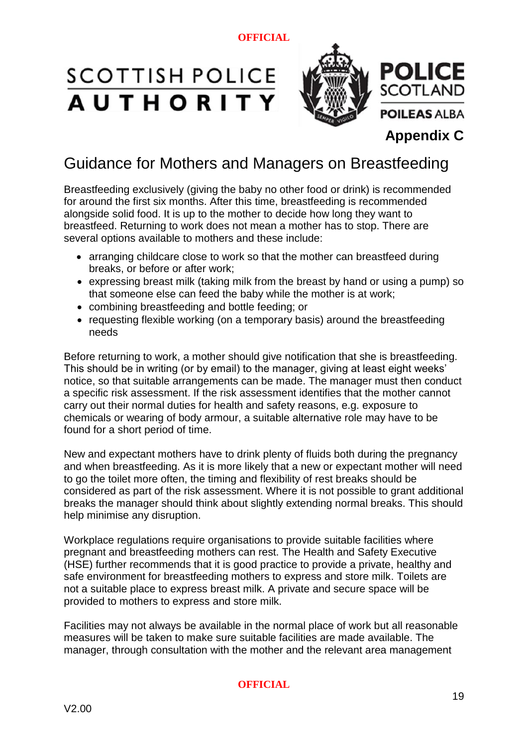**Appendix C**

# Guidance for Mothers and Managers on Breastfeeding

Breastfeeding exclusively (giving the baby no other food or drink) is recommended for around the first six months. After this time, breastfeeding is recommended alongside solid food. It is up to the mother to decide how long they want to breastfeed. Returning to work does not mean a mother has to stop. There are several options available to mothers and these include:

- arranging childcare close to work so that the mother can breastfeed during breaks, or before or after work;
- expressing breast milk (taking milk from the breast by hand or using a pump) so that someone else can feed the baby while the mother is at work;
- combining breastfeeding and bottle feeding; or
- requesting flexible working (on a temporary basis) around the breastfeeding needs

Before returning to work, a mother should give notification that she is breastfeeding. This should be in writing (or by email) to the manager, giving at least eight weeks' notice, so that suitable arrangements can be made. The manager must then conduct a specific risk assessment. If the risk assessment identifies that the mother cannot carry out their normal duties for health and safety reasons, e.g. exposure to chemicals or wearing of body armour, a suitable alternative role may have to be found for a short period of time.

New and expectant mothers have to drink plenty of fluids both during the pregnancy and when breastfeeding. As it is more likely that a new or expectant mother will need to go the toilet more often, the timing and flexibility of rest breaks should be considered as part of the risk assessment. Where it is not possible to grant additional breaks the manager should think about slightly extending normal breaks. This should help minimise any disruption.

Workplace regulations require organisations to provide suitable facilities where pregnant and breastfeeding mothers can rest. The Health and Safety Executive (HSE) further recommends that it is good practice to provide a private, healthy and safe environment for breastfeeding mothers to express and store milk. Toilets are not a suitable place to express breast milk. A private and secure space will be provided to mothers to express and store milk.

Facilities may not always be available in the normal place of work but all reasonable measures will be taken to make sure suitable facilities are made available. The manager, through consultation with the mother and the relevant area management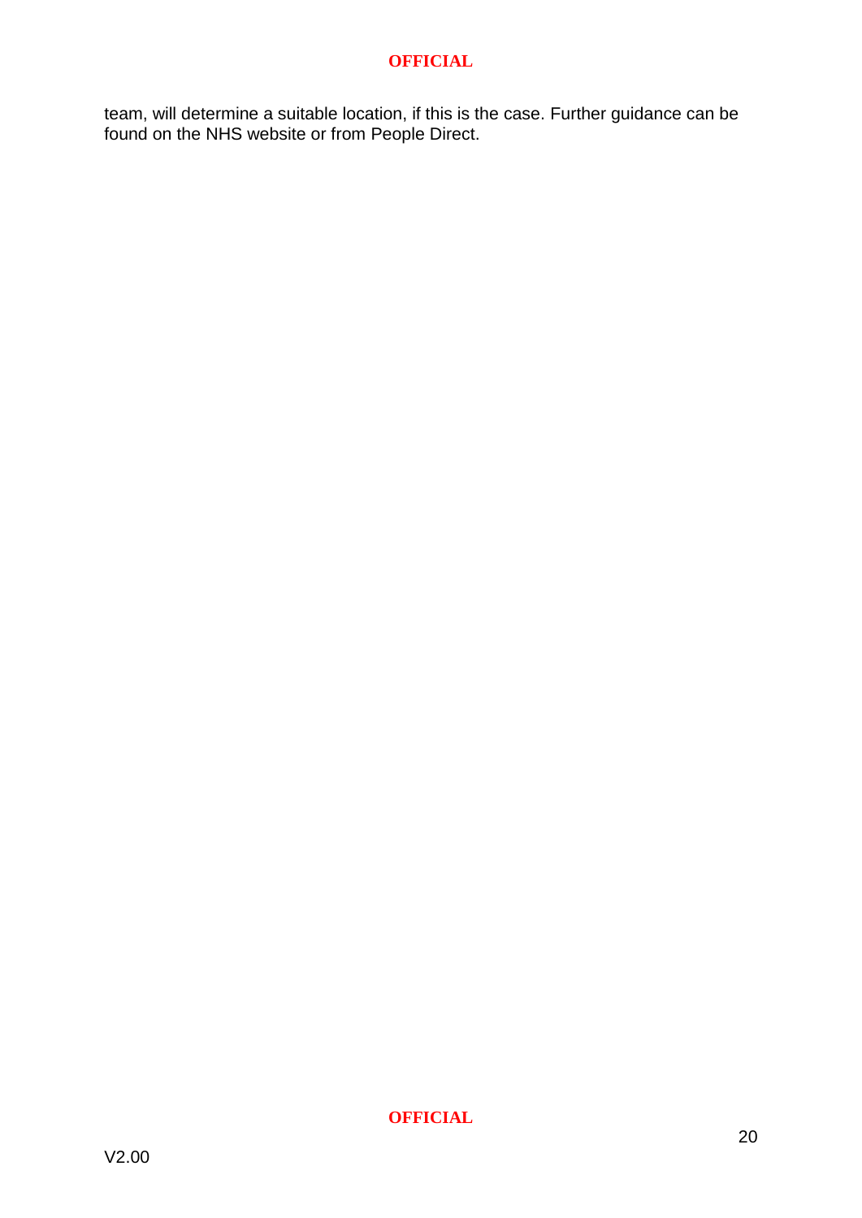team, will determine a suitable location, if this is the case. Further guidance can be found on the NHS website or from People Direct.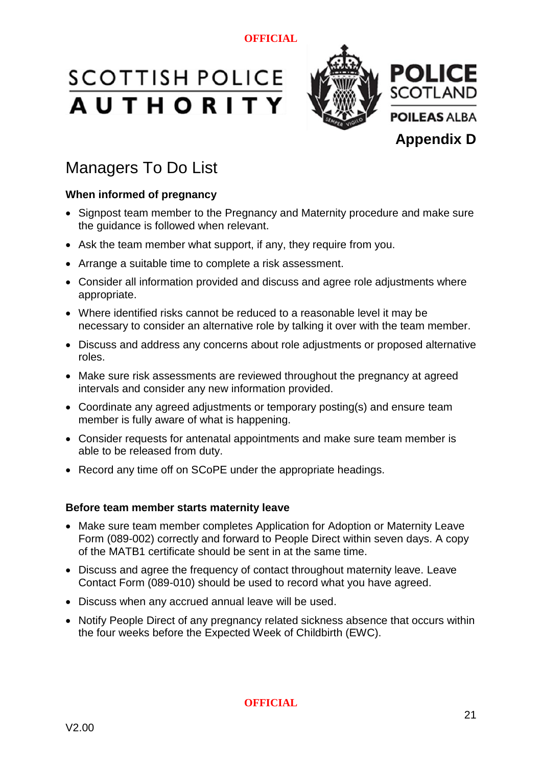Appendix D

# Managers To Do List

### When informed of pregnancy

- Signpost team member to the Pregnancy and Maternity procedure and make sure the guidance is followed when relevant.
- Ask the team member what support, if any, they require from you.
- Arrange a suitable time to complete a risk assessment.
- Consider all information provided and discuss and agree role adjustments where appropriate.
- Where identified risks cannot be reduced to a reasonable level it may be necessary to consider an alternative role by talking it over with the team member.
- Discuss and address any concerns about role adjustments or proposed alternative roles.
- Make sure risk assessments are reviewed throughout the pregnancy at agreed intervals and consider any new information provided.
- Coordinate any agreed adjustments or temporary posting(s) and ensure team member is fully aware of what is happening.
- Consider requests for antenatal appointments and make sure team member is able to be released from duty.
- Record any time off on SCoPE under the appropriate headings.

### Before team member starts maternity leave

- Make sure team member completes Application for Adoption or Maternity Leave Form (089-002) correctly and forward to People Direct within seven days. A copy of the MATB1 certificate should be sent in at the same time.
- Discuss and agree the frequency of contact throughout maternity leave. Leave Contact Form (089-010) should be used to record what you have agreed.
- Discuss when any accrued annual leave will be used.
- Notify People Direct of any pregnancy related sickness absence that occurs within the four weeks before the Expected Week of Childbirth (EWC).

V2.00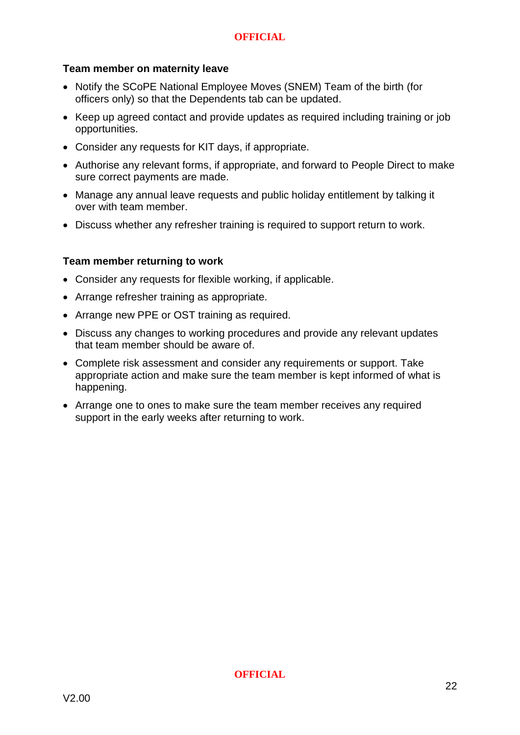**Team member on maternity leave**

- Notify the SCoPE National Employee Moves (SNEM) Team of the birth (for officers only) so that the Dependents tab can be updated.
- Keep up agreed contact and provide updates as required including training or job opportunities.
- Consider any requests for KIT days, if appropriate.
- Authorise any relevant forms, if appropriate, and forward to People Direct to make sure correct payments are made.
- Manage any annual leave requests and public holiday entitlement by talking it over with team member.
- Discuss whether any refresher training is required to support return to work.

**Team member returning to work**

- Consider any requests for flexible working, if applicable.
- Arrange refresher training as appropriate.
- Arrange new PPE or OST training as required.
- Discuss any changes to working procedures and provide any relevant updates that team member should be aware of.
- Complete risk assessment and consider any requirements or support. Take appropriate action and make sure the team member is kept informed of what is happening.
- Arrange one to ones to make sure the team member receives any required support in the early weeks after returning to work.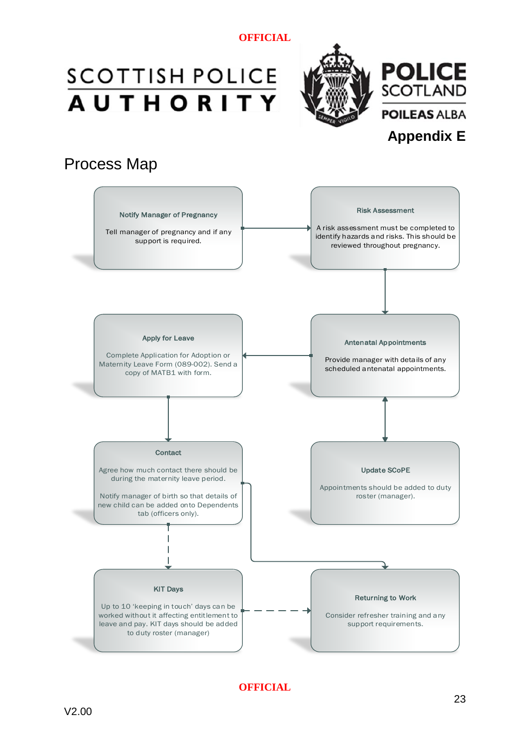OFFICIAL

SCOTTISH POLICE AUTHORITY

POLICE SCOTLAND
POILEAS ALBA

**Appendix E**

# Process Map

**Notify Manager of Pregnancy**

Tell manager of pregnancy and if any support is required.

**Risk Assessment**

A risk assessment must be completed to identify hazards and risks. This should be reviewed throughout pregnancy.

**Antenatal Appointments**

Provide manager with details of any scheduled antenatal appointments.

**Apply for Leave**

Complete Application for Adoption or Maternity Leave Form (089-002). Send a copy of MATB1 with form.

**Update SCoPE**

Appointments should be added to duty roster (manager).

**Contact**

Agree how much contact there should be during the maternity leave period.

Notify manager of birth so that details of new child can be added onto Dependents tab (officers only).

**KIT Days**

Up to 10 'keeping in touch' days can be worked without it affecting entitlement to leave and pay. KIT days should be added to duty roster (manager)

**Returning to Work**

Consider refresher training and any support requirements.

OFFICIAL

V2.00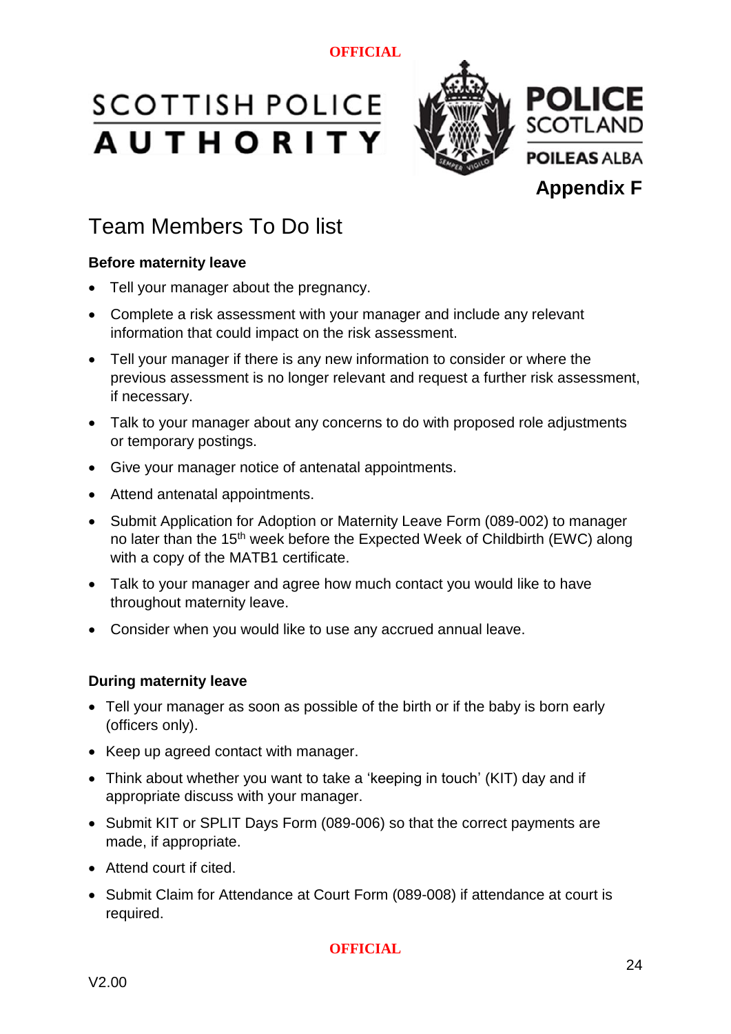**Appendix F**

# Team Members To Do list

**Before maternity leave**

- Tell your manager about the pregnancy.
- Complete a risk assessment with your manager and include any relevant information that could impact on the risk assessment.
- Tell your manager if there is any new information to consider or where the previous assessment is no longer relevant and request a further risk assessment, if necessary.
- Talk to your manager about any concerns to do with proposed role adjustments or temporary postings.
- Give your manager notice of antenatal appointments.
- Attend antenatal appointments.
- Submit Application for Adoption or Maternity Leave Form (089-002) to manager no later than the 15th week before the Expected Week of Childbirth (EWC) along with a copy of the MATB1 certificate.
- Talk to your manager and agree how much contact you would like to have throughout maternity leave.
- Consider when you would like to use any accrued annual leave.

**During maternity leave**

- Tell your manager as soon as possible of the birth or if the baby is born early (officers only).
- Keep up agreed contact with manager.
- Think about whether you want to take a 'keeping in touch' (KIT) day and if appropriate discuss with your manager.
- Submit KIT or SPLIT Days Form (089-006) so that the correct payments are made, if appropriate.
- Attend court if cited.
- Submit Claim for Attendance at Court Form (089-008) if attendance at court is required.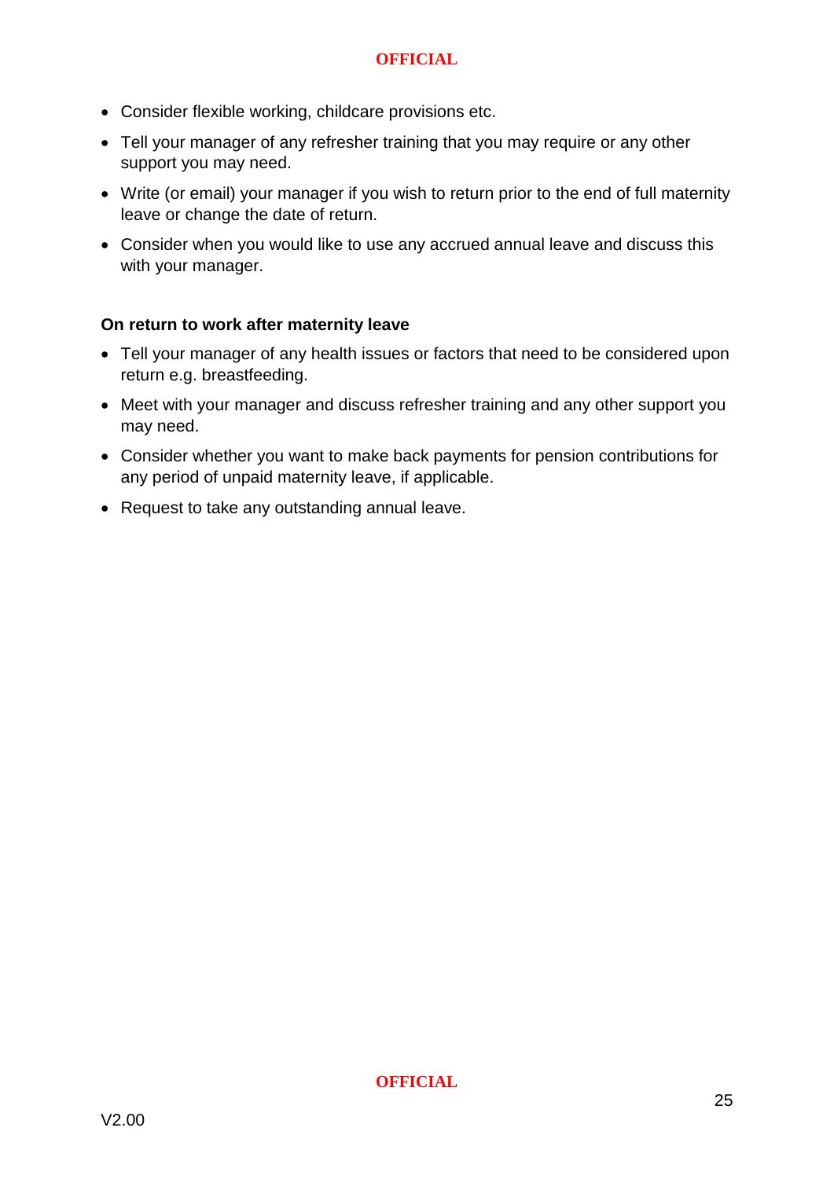- Consider flexible working, childcare provisions etc.
- Tell your manager of any refresher training that you may require or any other support you may need.
- Write (or email) your manager if you wish to return prior to the end of full maternity leave or change the date of return.
- Consider when you would like to use any accrued annual leave and discuss this with your manager.

**On return to work after maternity leave**

- Tell your manager of any health issues or factors that need to be considered upon return e.g. breastfeeding.
- Meet with your manager and discuss refresher training and any other support you may need.
- Consider whether you want to make back payments for pension contributions for any period of unpaid maternity leave, if applicable.
- Request to take any outstanding annual leave.